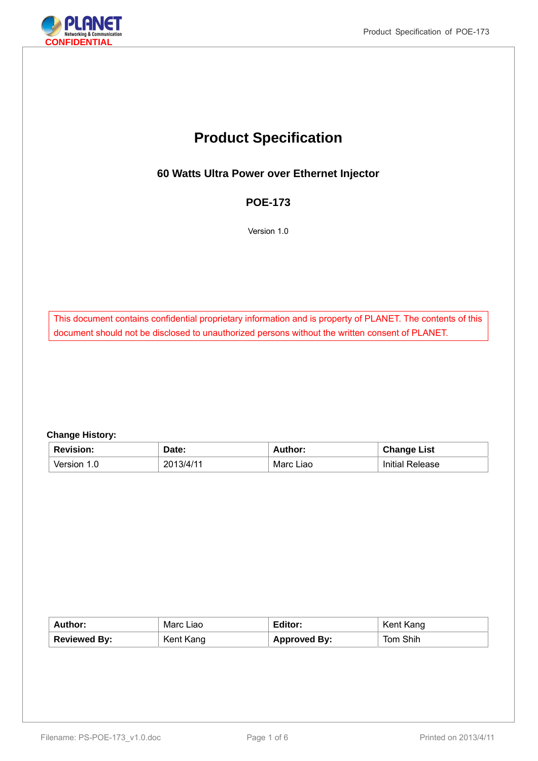CONFIDENTIAL

# Product Specification

## 60 Watts Ultra Power over Ethernet Injector

## POE-173

Version 1.0

This document contains confidential proprietary information and is property of PLANET. The contents of this document should not be disclosed to unauthorized persons without the written consent of PLANET.

**Change History:**

| **Revision:** | **Date:** | **Author:** | **Change List** |
|---|---|---|---|
| Version 1.0 | 2013/4/11 | Marc Liao | Initial Release |

| **Author:** | Marc Liao | **Editor:** | Kent Kang |
|---|---|---|---|
| **Reviewed By:** | Kent Kang | **Approved By:** | Tom Shih |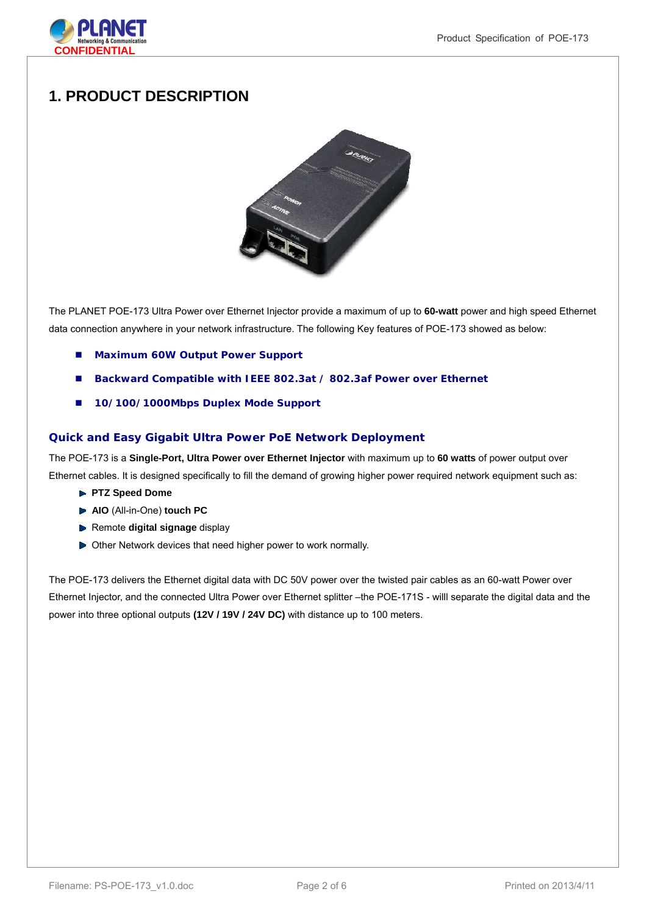# 1. PRODUCT DESCRIPTION

The PLANET POE-173 Ultra Power over Ethernet Injector provide a maximum of up to **60-watt** power and high speed Ethernet data connection anywhere in your network infrastructure. The following Key features of POE-173 showed as below:

- **Maximum 60W Output Power Support**
- **Backward Compatible with IEEE 802.3at / 802.3af Power over Ethernet**
- **10/100/1000Mbps Duplex Mode Support**

### Quick and Easy Gigabit Ultra Power PoE Network Deployment

The POE-173 is a **Single-Port, Ultra Power over Ethernet Injector** with maximum up to **60 watts** of power output over Ethernet cables. It is designed specifically to fill the demand of growing higher power required network equipment such as:

- **PTZ Speed Dome**
- **AIO** (All-in-One) **touch PC**
- Remote **digital signage** display
- Other Network devices that need higher power to work normally.

The POE-173 delivers the Ethernet digital data with DC 50V power over the twisted pair cables as an 60-watt Power over Ethernet Injector, and the connected Ultra Power over Ethernet splitter –the POE-171S - willl separate the digital data and the power into three optional outputs **(12V / 19V / 24V DC)** with distance up to 100 meters.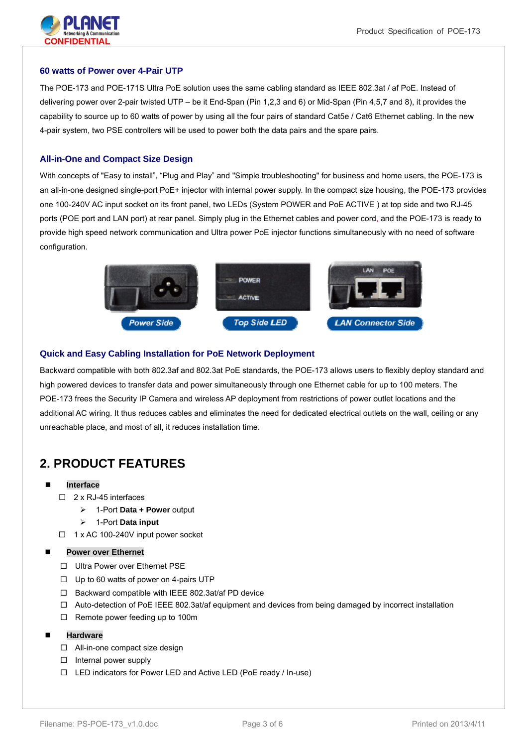### 60 watts of Power over 4-Pair UTP

The POE-173 and POE-171S Ultra PoE solution uses the same cabling standard as IEEE 802.3at / af PoE. Instead of delivering power over 2-pair twisted UTP – be it End-Span (Pin 1,2,3 and 6) or Mid-Span (Pin 4,5,7 and 8), it provides the capability to source up to 60 watts of power by using all the four pairs of standard Cat5e / Cat6 Ethernet cabling. In the new 4-pair system, two PSE controllers will be used to power both the data pairs and the spare pairs.

### All-in-One and Compact Size Design

With concepts of "Easy to install", "Plug and Play" and "Simple troubleshooting" for business and home users, the POE-173 is an all-in-one designed single-port PoE+ injector with internal power supply. In the compact size housing, the POE-173 provides one 100-240V AC input socket on its front panel, two LEDs (System POWER and PoE ACTIVE ) at top side and two RJ-45 ports (POE port and LAN port) at rear panel. Simply plug in the Ethernet cables and power cord, and the POE-173 is ready to provide high speed network communication and Ultra power PoE injector functions simultaneously with no need of software configuration.

Power Side　　Top Side LED　　LAN Connector Side

### Quick and Easy Cabling Installation for PoE Network Deployment

Backward compatible with both 802.3af and 802.3at PoE standards, the POE-173 allows users to flexibly deploy standard and high powered devices to transfer data and power simultaneously through one Ethernet cable for up to 100 meters. The POE-173 frees the Security IP Camera and wireless AP deployment from restrictions of power outlet locations and the additional AC wiring. It thus reduces cables and eliminates the need for dedicated electrical outlets on the wall, ceiling or any unreachable place, and most of all, it reduces installation time.

## 2. PRODUCT FEATURES

- **Interface**
  - 2 x RJ-45 interfaces
    - 1-Port **Data + Power** output
    - 1-Port **Data input**
  - 1 x AC 100-240V input power socket
- **Power over Ethernet**
  - Ultra Power over Ethernet PSE
  - Up to 60 watts of power on 4-pairs UTP
  - Backward compatible with IEEE 802.3at/af PD device
  - Auto-detection of PoE IEEE 802.3at/af equipment and devices from being damaged by incorrect installation
  - Remote power feeding up to 100m
- **Hardware**
  - All-in-one compact size design
  - Internal power supply
  - LED indicators for Power LED and Active LED (PoE ready / In-use)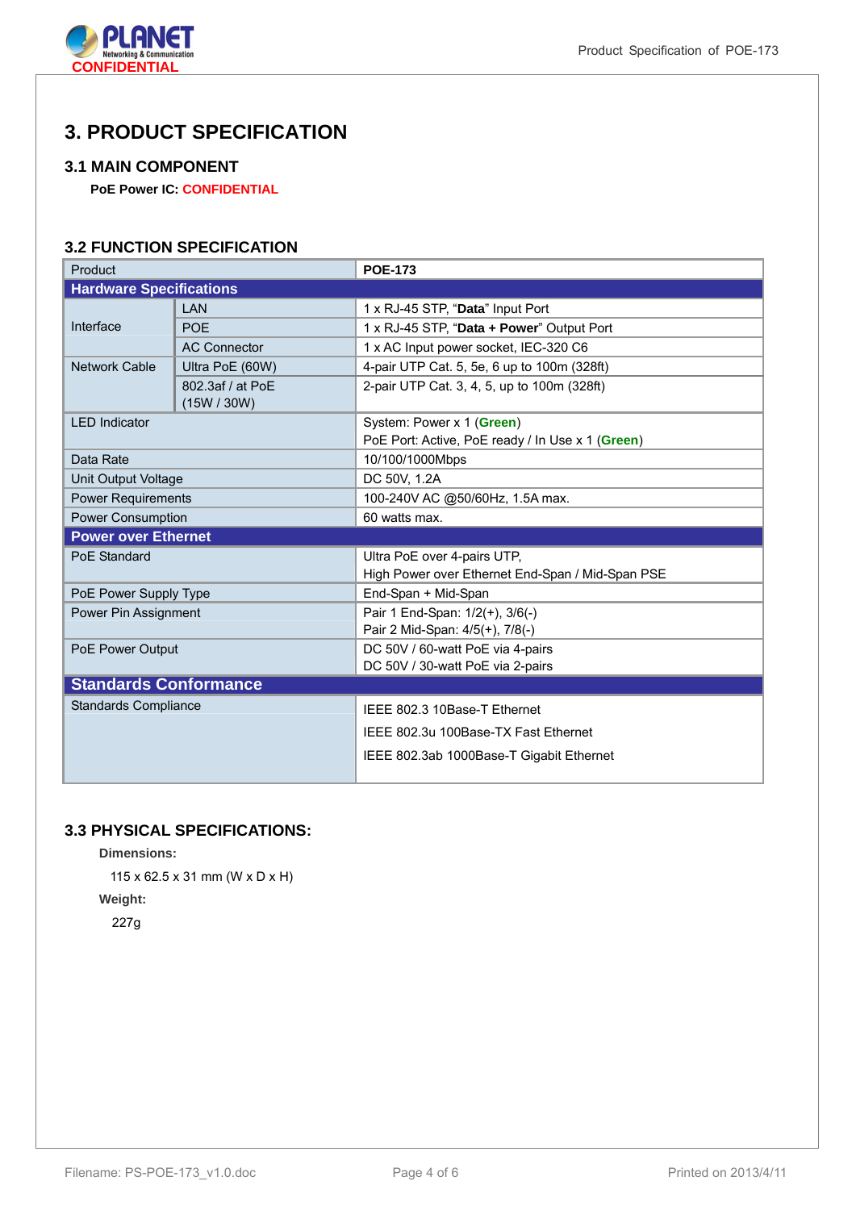# 3. PRODUCT SPECIFICATION

## 3.1 MAIN COMPONENT

**PoE Power IC:** CONFIDENTIAL

## 3.2 FUNCTION SPECIFICATION

| Product | | **POE-173** |
|---|---|---|
| **Hardware Specifications** | | |
| Interface | LAN | 1 x RJ-45 STP, "**Data**" Input Port |
| | POE | 1 x RJ-45 STP, "**Data + Power**" Output Port |
| | AC Connector | 1 x AC Input power socket, IEC-320 C6 |
| Network Cable | Ultra PoE (60W) | 4-pair UTP Cat. 5, 5e, 6 up to 100m (328ft) |
| | 802.3af / at PoE (15W / 30W) | 2-pair UTP Cat. 3, 4, 5, up to 100m (328ft) |
| LED Indicator | | System: Power x 1 (**Green**)<br>PoE Port: Active, PoE ready / In Use x 1 (**Green**) |
| Data Rate | | 10/100/1000Mbps |
| Unit Output Voltage | | DC 50V, 1.2A |
| Power Requirements | | 100-240V AC @50/60Hz, 1.5A max. |
| Power Consumption | | 60 watts max. |
| **Power over Ethernet** | | |
| PoE Standard | | Ultra PoE over 4-pairs UTP,<br>High Power over Ethernet End-Span / Mid-Span PSE |
| PoE Power Supply Type | | End-Span + Mid-Span |
| Power Pin Assignment | | Pair 1 End-Span: 1/2(+), 3/6(-)<br>Pair 2 Mid-Span: 4/5(+), 7/8(-) |
| PoE Power Output | | DC 50V / 60-watt PoE via 4-pairs<br>DC 50V / 30-watt PoE via 2-pairs |
| **Standards Conformance** | | |
| Standards Compliance | | IEEE 802.3 10Base-T Ethernet<br>IEEE 802.3u 100Base-TX Fast Ethernet<br>IEEE 802.3ab 1000Base-T Gigabit Ethernet |

## 3.3 PHYSICAL SPECIFICATIONS:

**Dimensions:**

115 x 62.5 x 31 mm (W x D x H)

**Weight:**

227g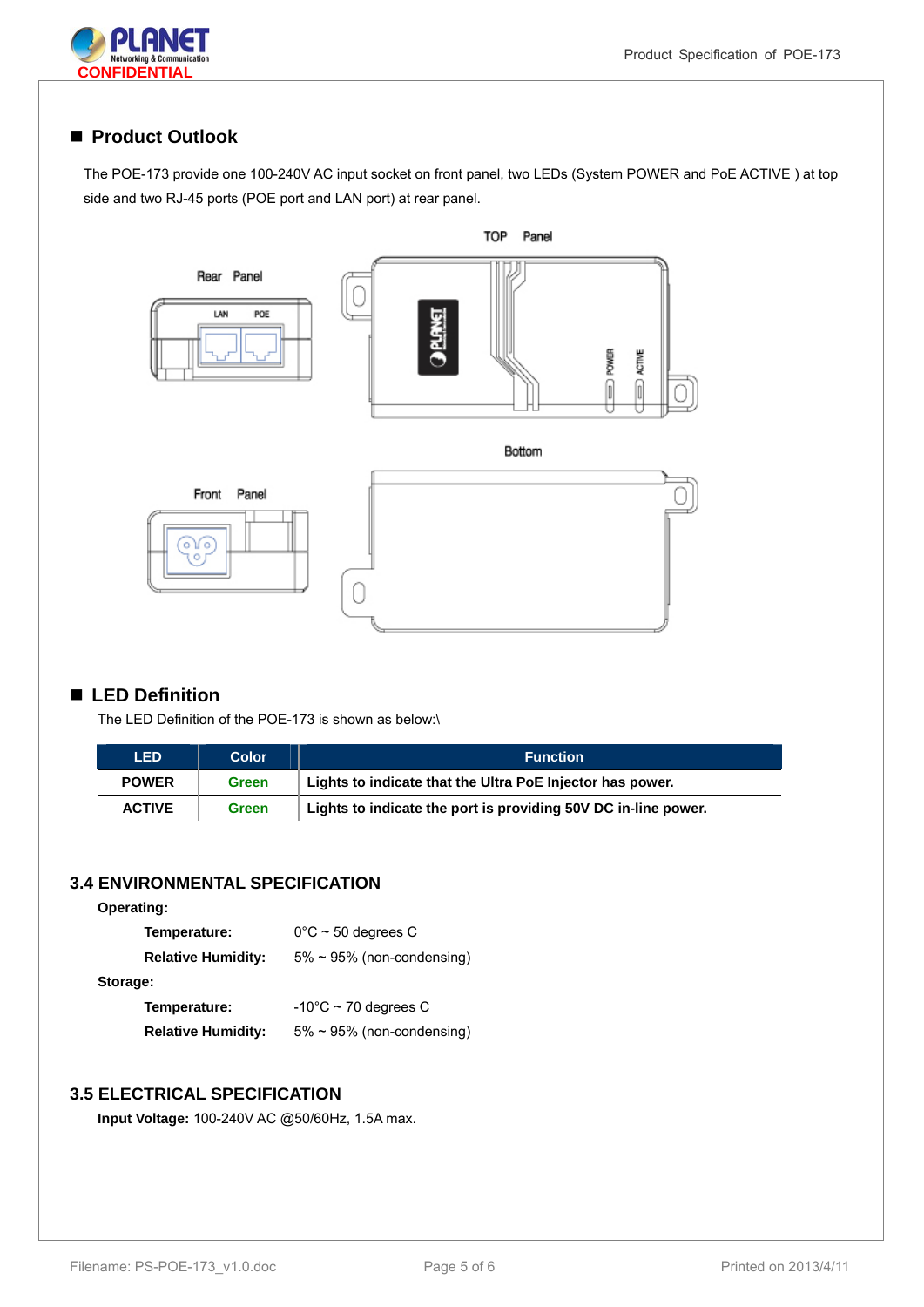## Product Outlook

The POE-173 provide one 100-240V AC input socket on front panel, two LEDs (System POWER and PoE ACTIVE ) at top side and two RJ-45 ports (POE port and LAN port) at rear panel.

TOP Panel

Rear Panel

LAN POE

POWER ACTIVE

Bottom

Front Panel

## LED Definition

The LED Definition of the POE-173 is shown as below:\

| LED | Color | Function |
|---|---|---|
| POWER | Green | Lights to indicate that the Ultra PoE Injector has power. |
| ACTIVE | Green | Lights to indicate the port is providing 50V DC in-line power. |

### 3.4 ENVIRONMENTAL SPECIFICATION

**Operating:**

**Temperature:** 0°C ~ 50 degrees C

**Relative Humidity:** 5% ~ 95% (non-condensing)

**Storage:**

**Temperature:** -10°C ~ 70 degrees C

**Relative Humidity:** 5% ~ 95% (non-condensing)

### 3.5 ELECTRICAL SPECIFICATION

**Input Voltage:** 100-240V AC @50/60Hz, 1.5A max.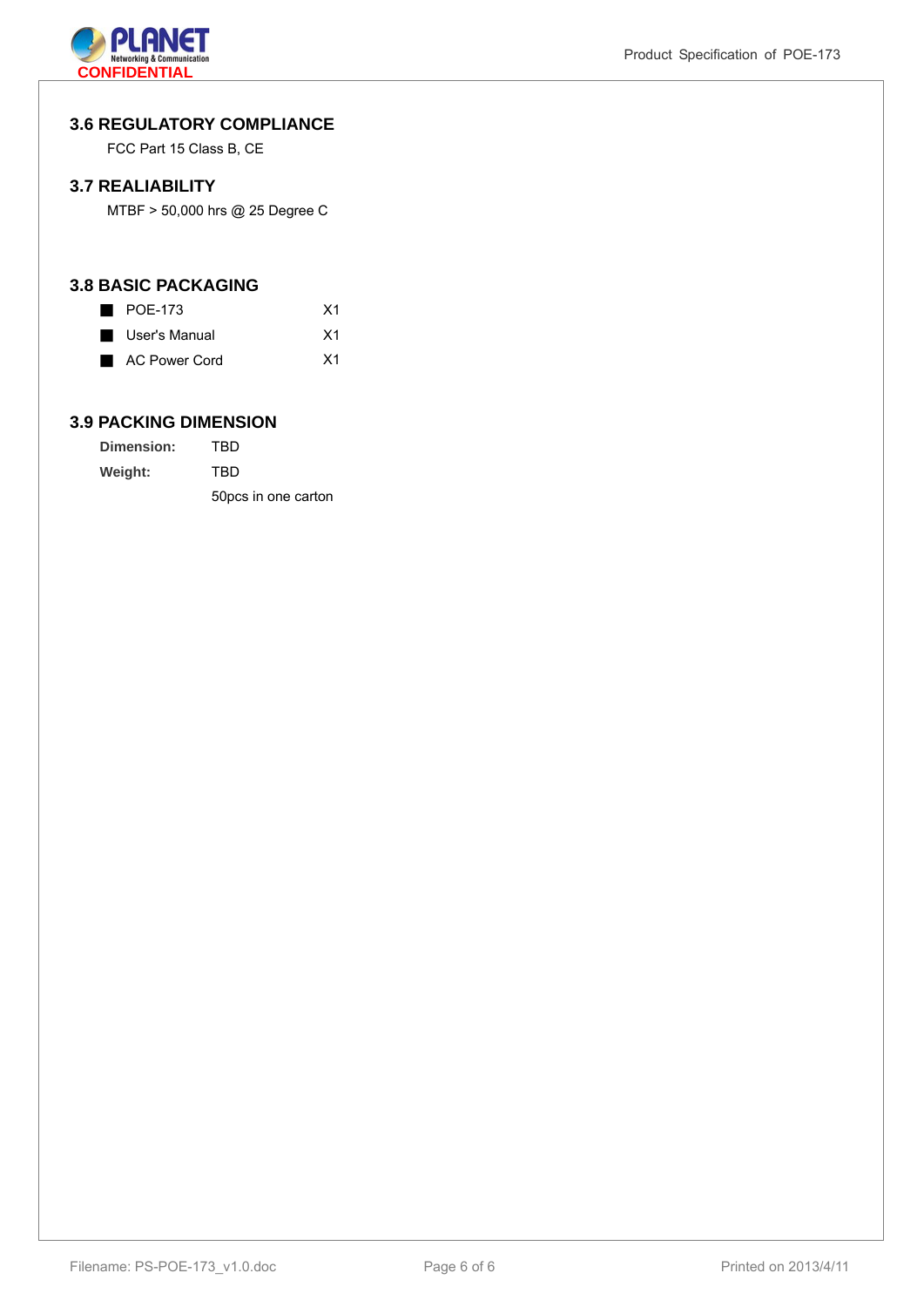### 3.6 REGULATORY COMPLIANCE

FCC Part 15 Class B, CE

### 3.7 REALIABILITY

MTBF > 50,000 hrs @ 25 Degree C

### 3.8 BASIC PACKAGING

- POE-173 X1
- User's Manual X1
- AC Power Cord X1

### 3.9 PACKING DIMENSION

| | |
|---|---|
| **Dimension:** | TBD |
| **Weight:** | TBD |
| | 50pcs in one carton |